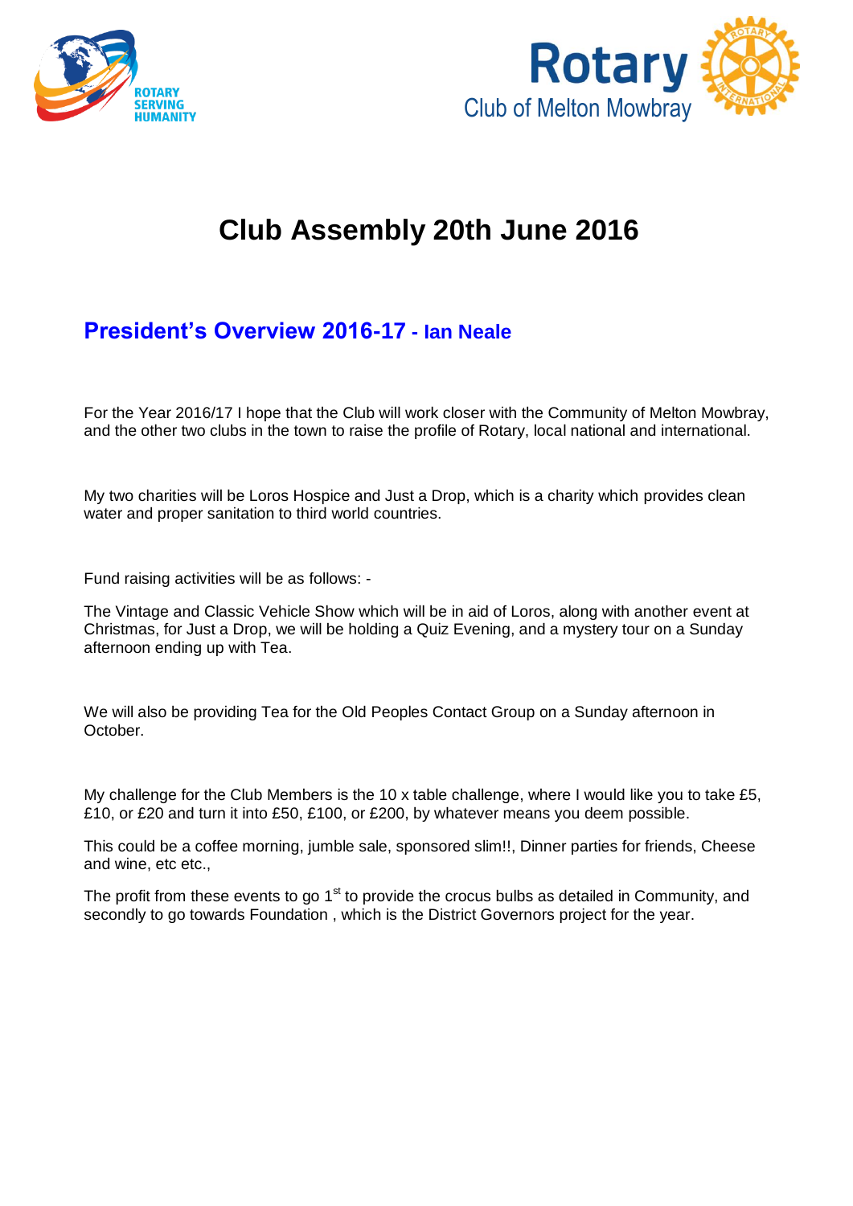ROTARY SERVING HUMANITY

Rotary Club of Melton Mowbray

# Club Assembly 20th June 2016

## President's Overview 2016-17 - Ian Neale

For the Year 2016/17 I hope that the Club will work closer with the Community of Melton Mowbray, and the other two clubs in the town to raise the profile of Rotary, local national and international.

My two charities will be Loros Hospice and Just a Drop, which is a charity which provides clean water and proper sanitation to third world countries.

Fund raising activities will be as follows: -

The Vintage and Classic Vehicle Show which will be in aid of Loros, along with another event at Christmas, for Just a Drop, we will be holding a Quiz Evening, and a mystery tour on a Sunday afternoon ending up with Tea.

We will also be providing Tea for the Old Peoples Contact Group on a Sunday afternoon in October.

My challenge for the Club Members is the 10 x table challenge, where I would like you to take £5, £10, or £20 and turn it into £50, £100, or £200, by whatever means you deem possible.

This could be a coffee morning, jumble sale, sponsored slim!!, Dinner parties for friends, Cheese and wine, etc etc.,

The profit from these events to go 1st to provide the crocus bulbs as detailed in Community, and secondly to go towards Foundation , which is the District Governors project for the year.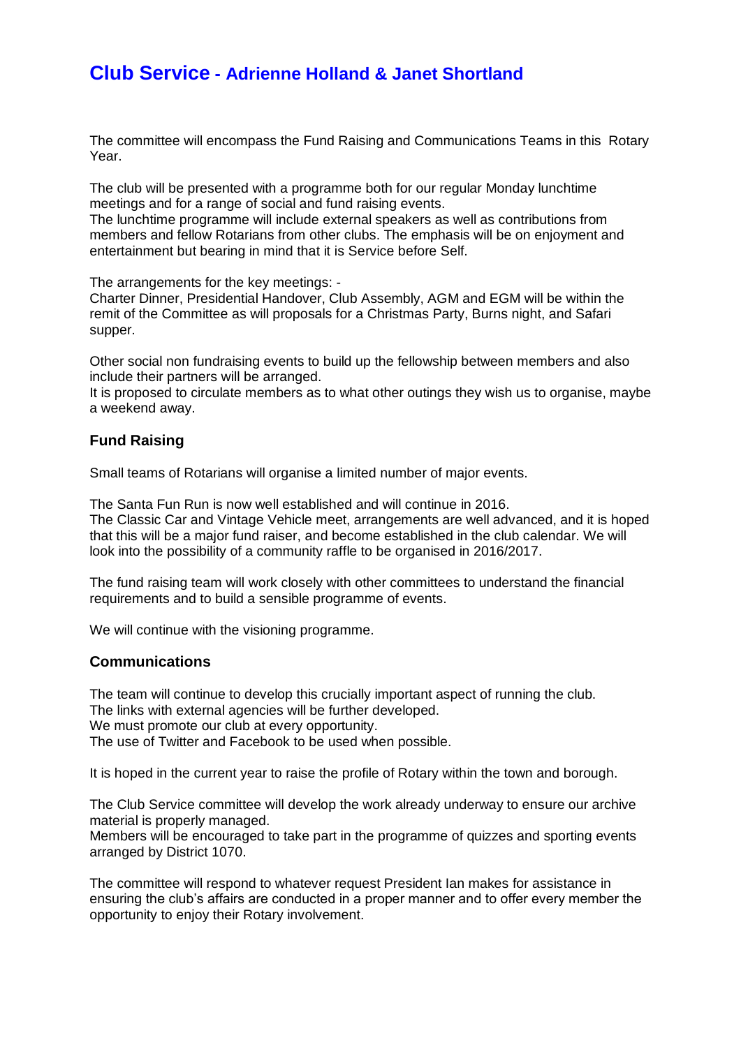# Club Service - Adrienne Holland & Janet Shortland

The committee will encompass the Fund Raising and Communications Teams in this Rotary Year.

The club will be presented with a programme both for our regular Monday lunchtime meetings and for a range of social and fund raising events.
The lunchtime programme will include external speakers as well as contributions from members and fellow Rotarians from other clubs. The emphasis will be on enjoyment and entertainment but bearing in mind that it is Service before Self.

The arrangements for the key meetings: -
Charter Dinner, Presidential Handover, Club Assembly, AGM and EGM will be within the remit of the Committee as will proposals for a Christmas Party, Burns night, and Safari supper.

Other social non fundraising events to build up the fellowship between members and also include their partners will be arranged.
It is proposed to circulate members as to what other outings they wish us to organise, maybe a weekend away.

## Fund Raising

Small teams of Rotarians will organise a limited number of major events.

The Santa Fun Run is now well established and will continue in 2016.
The Classic Car and Vintage Vehicle meet, arrangements are well advanced, and it is hoped that this will be a major fund raiser, and become established in the club calendar. We will look into the possibility of a community raffle to be organised in 2016/2017.

The fund raising team will work closely with other committees to understand the financial requirements and to build a sensible programme of events.

We will continue with the visioning programme.

## Communications

The team will continue to develop this crucially important aspect of running the club.
The links with external agencies will be further developed.
We must promote our club at every opportunity.
The use of Twitter and Facebook to be used when possible.

It is hoped in the current year to raise the profile of Rotary within the town and borough.

The Club Service committee will develop the work already underway to ensure our archive material is properly managed.
Members will be encouraged to take part in the programme of quizzes and sporting events arranged by District 1070.

The committee will respond to whatever request President Ian makes for assistance in ensuring the club's affairs are conducted in a proper manner and to offer every member the opportunity to enjoy their Rotary involvement.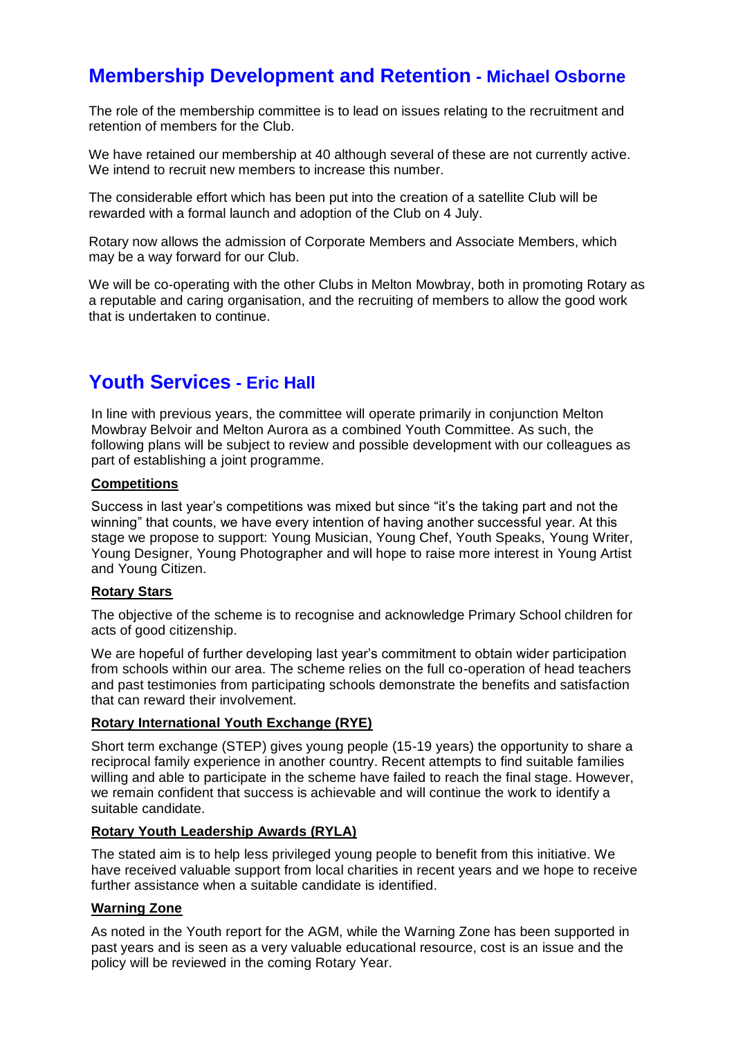## Membership Development and Retention - Michael Osborne

The role of the membership committee is to lead on issues relating to the recruitment and retention of members for the Club.

We have retained our membership at 40 although several of these are not currently active. We intend to recruit new members to increase this number.

The considerable effort which has been put into the creation of a satellite Club will be rewarded with a formal launch and adoption of the Club on 4 July.

Rotary now allows the admission of Corporate Members and Associate Members, which may be a way forward for our Club.

We will be co-operating with the other Clubs in Melton Mowbray, both in promoting Rotary as a reputable and caring organisation, and the recruiting of members to allow the good work that is undertaken to continue.

## Youth Services - Eric Hall

In line with previous years, the committee will operate primarily in conjunction Melton Mowbray Belvoir and Melton Aurora as a combined Youth Committee. As such, the following plans will be subject to review and possible development with our colleagues as part of establishing a joint programme.

### Competitions

Success in last year's competitions was mixed but since "it's the taking part and not the winning" that counts, we have every intention of having another successful year. At this stage we propose to support: Young Musician, Young Chef, Youth Speaks, Young Writer, Young Designer, Young Photographer and will hope to raise more interest in Young Artist and Young Citizen.

### Rotary Stars

The objective of the scheme is to recognise and acknowledge Primary School children for acts of good citizenship.

We are hopeful of further developing last year's commitment to obtain wider participation from schools within our area. The scheme relies on the full co-operation of head teachers and past testimonies from participating schools demonstrate the benefits and satisfaction that can reward their involvement.

### Rotary International Youth Exchange (RYE)

Short term exchange (STEP) gives young people (15-19 years) the opportunity to share a reciprocal family experience in another country. Recent attempts to find suitable families willing and able to participate in the scheme have failed to reach the final stage. However, we remain confident that success is achievable and will continue the work to identify a suitable candidate.

### Rotary Youth Leadership Awards (RYLA)

The stated aim is to help less privileged young people to benefit from this initiative. We have received valuable support from local charities in recent years and we hope to receive further assistance when a suitable candidate is identified.

### Warning Zone

As noted in the Youth report for the AGM, while the Warning Zone has been supported in past years and is seen as a very valuable educational resource, cost is an issue and the policy will be reviewed in the coming Rotary Year.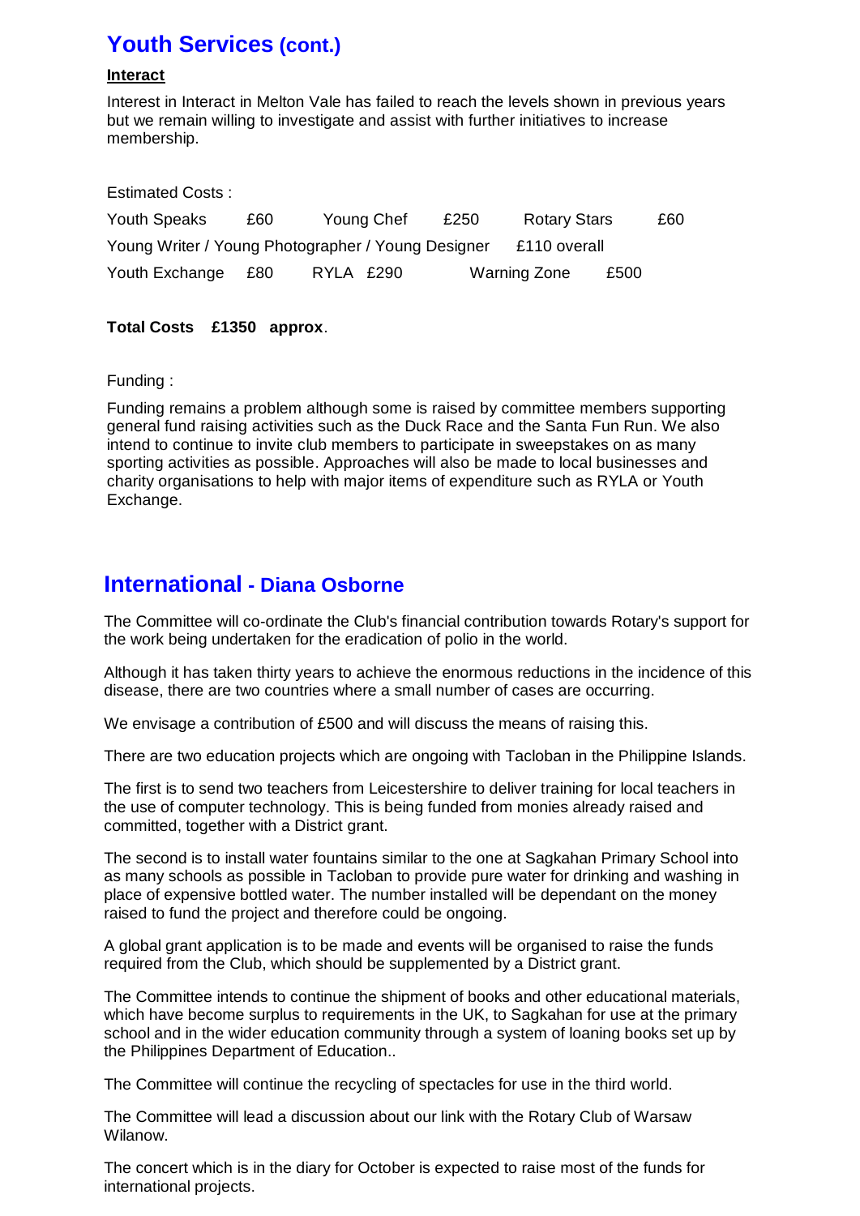## Youth Services (cont.)

**Interact**

Interest in Interact in Melton Vale has failed to reach the levels shown in previous years but we remain willing to investigate and assist with further initiatives to increase membership.

Estimated Costs :

Youth Speaks £60 Young Chef £250 Rotary Stars £60

Young Writer / Young Photographer / Young Designer £110 overall

Youth Exchange £80 RYLA £290 Warning Zone £500

**Total Costs £1350 approx**.

Funding :

Funding remains a problem although some is raised by committee members supporting general fund raising activities such as the Duck Race and the Santa Fun Run. We also intend to continue to invite club members to participate in sweepstakes on as many sporting activities as possible. Approaches will also be made to local businesses and charity organisations to help with major items of expenditure such as RYLA or Youth Exchange.

## International - Diana Osborne

The Committee will co-ordinate the Club's financial contribution towards Rotary's support for the work being undertaken for the eradication of polio in the world.

Although it has taken thirty years to achieve the enormous reductions in the incidence of this disease, there are two countries where a small number of cases are occurring.

We envisage a contribution of £500 and will discuss the means of raising this.

There are two education projects which are ongoing with Tacloban in the Philippine Islands.

The first is to send two teachers from Leicestershire to deliver training for local teachers in the use of computer technology. This is being funded from monies already raised and committed, together with a District grant.

The second is to install water fountains similar to the one at Sagkahan Primary School into as many schools as possible in Tacloban to provide pure water for drinking and washing in place of expensive bottled water. The number installed will be dependant on the money raised to fund the project and therefore could be ongoing.

A global grant application is to be made and events will be organised to raise the funds required from the Club, which should be supplemented by a District grant.

The Committee intends to continue the shipment of books and other educational materials, which have become surplus to requirements in the UK, to Sagkahan for use at the primary school and in the wider education community through a system of loaning books set up by the Philippines Department of Education..

The Committee will continue the recycling of spectacles for use in the third world.

The Committee will lead a discussion about our link with the Rotary Club of Warsaw Wilanow.

The concert which is in the diary for October is expected to raise most of the funds for international projects.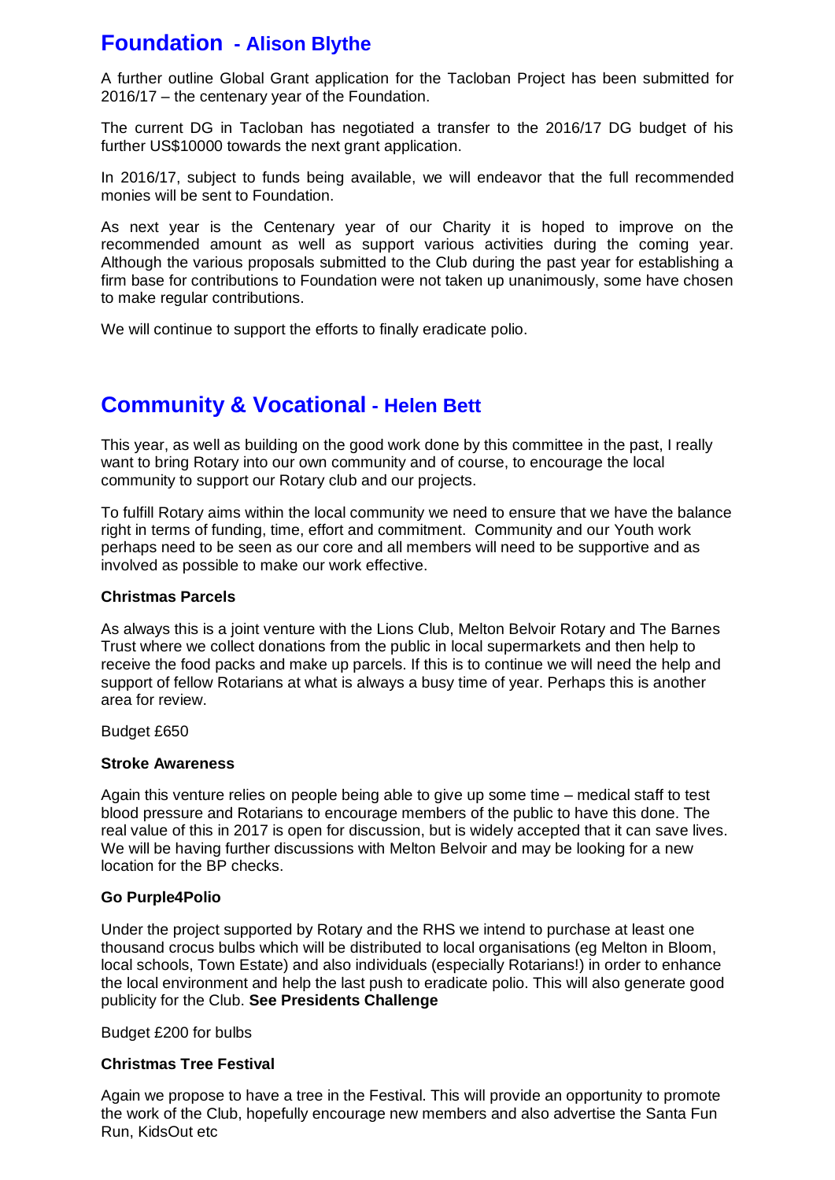## Foundation - Alison Blythe

A further outline Global Grant application for the Tacloban Project has been submitted for 2016/17 – the centenary year of the Foundation.

The current DG in Tacloban has negotiated a transfer to the 2016/17 DG budget of his further US$10000 towards the next grant application.

In 2016/17, subject to funds being available, we will endeavor that the full recommended monies will be sent to Foundation.

As next year is the Centenary year of our Charity it is hoped to improve on the recommended amount as well as support various activities during the coming year. Although the various proposals submitted to the Club during the past year for establishing a firm base for contributions to Foundation were not taken up unanimously, some have chosen to make regular contributions.

We will continue to support the efforts to finally eradicate polio.

## Community & Vocational - Helen Bett

This year, as well as building on the good work done by this committee in the past, I really want to bring Rotary into our own community and of course, to encourage the local community to support our Rotary club and our projects.

To fulfill Rotary aims within the local community we need to ensure that we have the balance right in terms of funding, time, effort and commitment. Community and our Youth work perhaps need to be seen as our core and all members will need to be supportive and as involved as possible to make our work effective.

**Christmas Parcels**

As always this is a joint venture with the Lions Club, Melton Belvoir Rotary and The Barnes Trust where we collect donations from the public in local supermarkets and then help to receive the food packs and make up parcels. If this is to continue we will need the help and support of fellow Rotarians at what is always a busy time of year. Perhaps this is another area for review.

Budget £650

**Stroke Awareness**

Again this venture relies on people being able to give up some time – medical staff to test blood pressure and Rotarians to encourage members of the public to have this done. The real value of this in 2017 is open for discussion, but is widely accepted that it can save lives. We will be having further discussions with Melton Belvoir and may be looking for a new location for the BP checks.

**Go Purple4Polio**

Under the project supported by Rotary and the RHS we intend to purchase at least one thousand crocus bulbs which will be distributed to local organisations (eg Melton in Bloom, local schools, Town Estate) and also individuals (especially Rotarians!) in order to enhance the local environment and help the last push to eradicate polio. This will also generate good publicity for the Club. **See Presidents Challenge**

Budget £200 for bulbs

**Christmas Tree Festival**

Again we propose to have a tree in the Festival. This will provide an opportunity to promote the work of the Club, hopefully encourage new members and also advertise the Santa Fun Run, KidsOut etc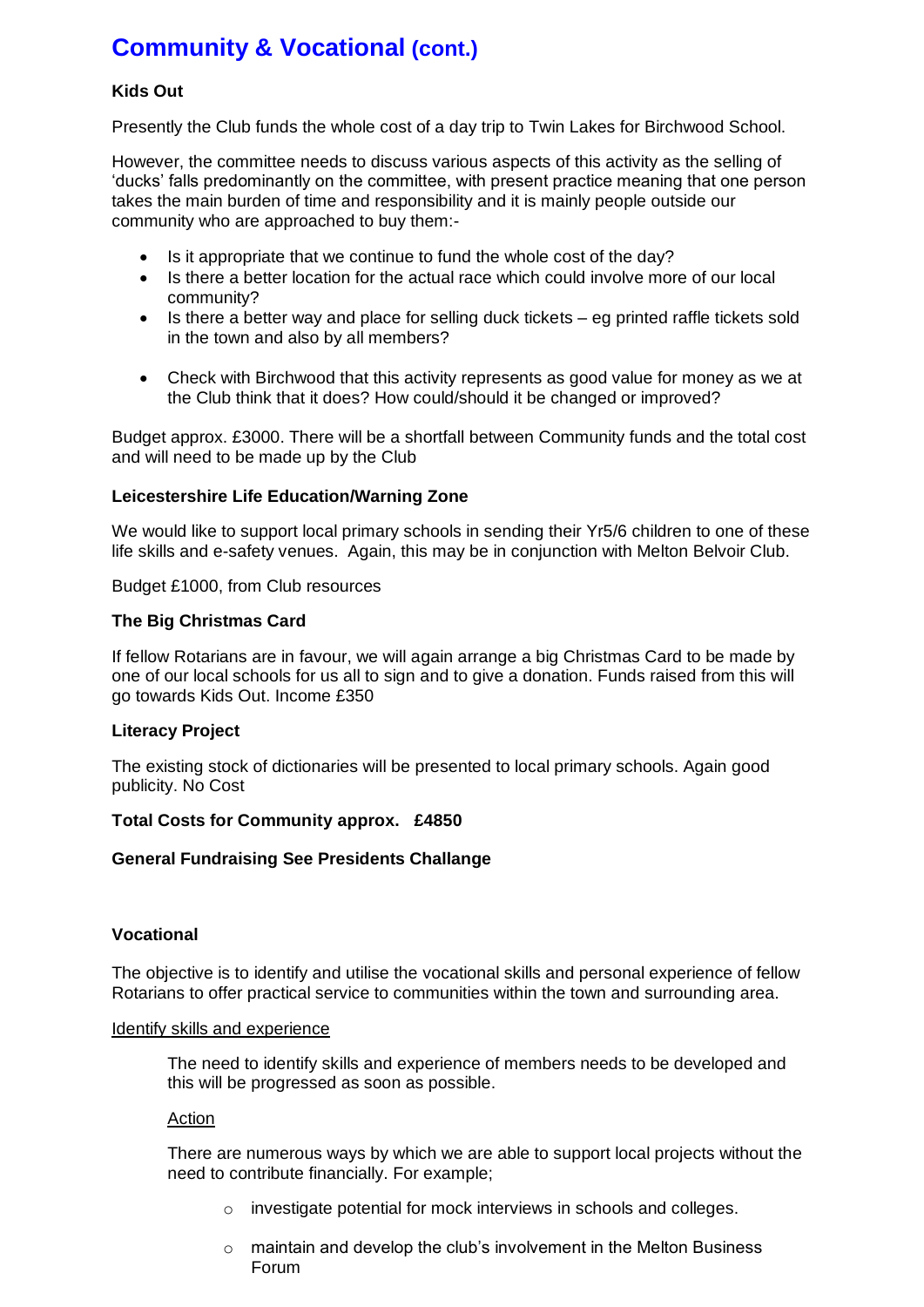# Community & Vocational (cont.)

**Kids Out**

Presently the Club funds the whole cost of a day trip to Twin Lakes for Birchwood School.

However, the committee needs to discuss various aspects of this activity as the selling of 'ducks' falls predominantly on the committee, with present practice meaning that one person takes the main burden of time and responsibility and it is mainly people outside our community who are approached to buy them:-

- Is it appropriate that we continue to fund the whole cost of the day?
- Is there a better location for the actual race which could involve more of our local community?
- Is there a better way and place for selling duck tickets – eg printed raffle tickets sold in the town and also by all members?
- Check with Birchwood that this activity represents as good value for money as we at the Club think that it does? How could/should it be changed or improved?

Budget approx. £3000. There will be a shortfall between Community funds and the total cost and will need to be made up by the Club

**Leicestershire Life Education/Warning Zone**

We would like to support local primary schools in sending their Yr5/6 children to one of these life skills and e-safety venues. Again, this may be in conjunction with Melton Belvoir Club.

Budget £1000, from Club resources

**The Big Christmas Card**

If fellow Rotarians are in favour, we will again arrange a big Christmas Card to be made by one of our local schools for us all to sign and to give a donation. Funds raised from this will go towards Kids Out. Income £350

**Literacy Project**

The existing stock of dictionaries will be presented to local primary schools. Again good publicity. No Cost

**Total Costs for Community approx. £4850**

**General Fundraising See Presidents Challange**

**Vocational**

The objective is to identify and utilise the vocational skills and personal experience of fellow Rotarians to offer practical service to communities within the town and surrounding area.

<u>Identify skills and experience</u>

The need to identify skills and experience of members needs to be developed and this will be progressed as soon as possible.

<u>Action</u>

There are numerous ways by which we are able to support local projects without the need to contribute financially. For example;

- investigate potential for mock interviews in schools and colleges.
- maintain and develop the club's involvement in the Melton Business Forum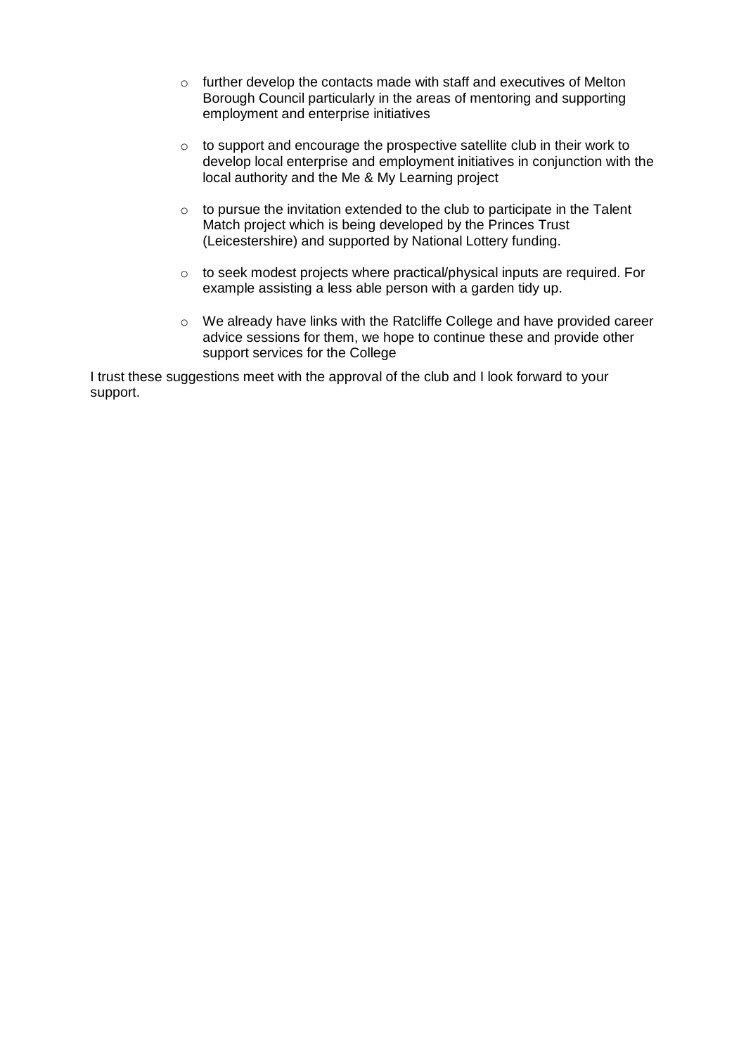- further develop the contacts made with staff and executives of Melton Borough Council particularly in the areas of mentoring and supporting employment and enterprise initiatives

- to support and encourage the prospective satellite club in their work to develop local enterprise and employment initiatives in conjunction with the local authority and the Me & My Learning project

- to pursue the invitation extended to the club to participate in the Talent Match project which is being developed by the Princes Trust (Leicestershire) and supported by National Lottery funding.

- to seek modest projects where practical/physical inputs are required. For example assisting a less able person with a garden tidy up.

- We already have links with the Ratcliffe College and have provided career advice sessions for them, we hope to continue these and provide other support services for the College

I trust these suggestions meet with the approval of the club and I look forward to your support.